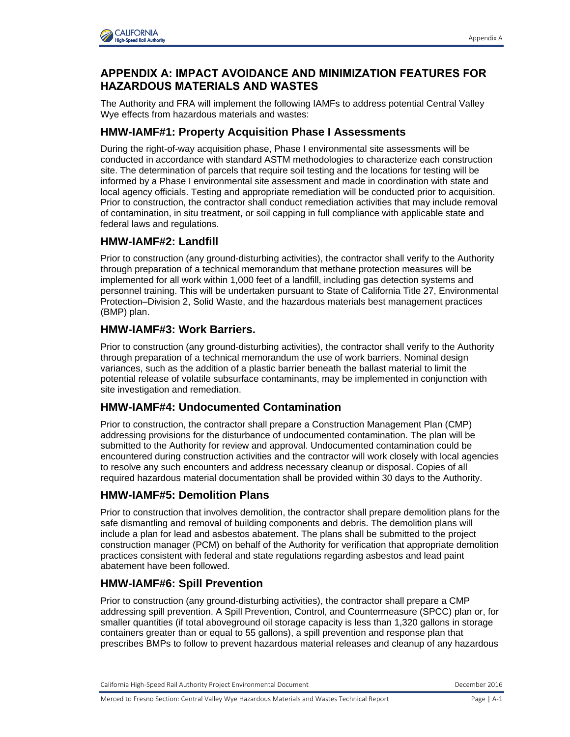# APPENDIX A: IMPACT AVOIDANCE AND MINIMIZATION FEATURES FOR HAZARDOUS MATERIALS AND WASTES

The Authority and FRA will implement the following IAMFs to address potential Central Valley Wye effects from hazardous materials and wastes:

## HMW-IAMF#1: Property Acquisition Phase I Assessments

During the right-of-way acquisition phase, Phase I environmental site assessments will be conducted in accordance with standard ASTM methodologies to characterize each construction site. The determination of parcels that require soil testing and the locations for testing will be informed by a Phase I environmental site assessment and made in coordination with state and local agency officials. Testing and appropriate remediation will be conducted prior to acquisition. Prior to construction, the contractor shall conduct remediation activities that may include removal of contamination, in situ treatment, or soil capping in full compliance with applicable state and federal laws and regulations.

## HMW-IAMF#2: Landfill

Prior to construction (any ground-disturbing activities), the contractor shall verify to the Authority through preparation of a technical memorandum that methane protection measures will be implemented for all work within 1,000 feet of a landfill, including gas detection systems and personnel training. This will be undertaken pursuant to State of California Title 27, Environmental Protection–Division 2, Solid Waste, and the hazardous materials best management practices (BMP) plan.

## HMW-IAMF#3: Work Barriers.

Prior to construction (any ground-disturbing activities), the contractor shall verify to the Authority through preparation of a technical memorandum the use of work barriers. Nominal design variances, such as the addition of a plastic barrier beneath the ballast material to limit the potential release of volatile subsurface contaminants, may be implemented in conjunction with site investigation and remediation.

## HMW-IAMF#4: Undocumented Contamination

Prior to construction, the contractor shall prepare a Construction Management Plan (CMP) addressing provisions for the disturbance of undocumented contamination. The plan will be submitted to the Authority for review and approval. Undocumented contamination could be encountered during construction activities and the contractor will work closely with local agencies to resolve any such encounters and address necessary cleanup or disposal. Copies of all required hazardous material documentation shall be provided within 30 days to the Authority.

## HMW-IAMF#5: Demolition Plans

Prior to construction that involves demolition, the contractor shall prepare demolition plans for the safe dismantling and removal of building components and debris. The demolition plans will include a plan for lead and asbestos abatement. The plans shall be submitted to the project construction manager (PCM) on behalf of the Authority for verification that appropriate demolition practices consistent with federal and state regulations regarding asbestos and lead paint abatement have been followed.

## HMW-IAMF#6: Spill Prevention

Prior to construction (any ground-disturbing activities), the contractor shall prepare a CMP addressing spill prevention. A Spill Prevention, Control, and Countermeasure (SPCC) plan or, for smaller quantities (if total aboveground oil storage capacity is less than 1,320 gallons in storage containers greater than or equal to 55 gallons), a spill prevention and response plan that prescribes BMPs to follow to prevent hazardous material releases and cleanup of any hazardous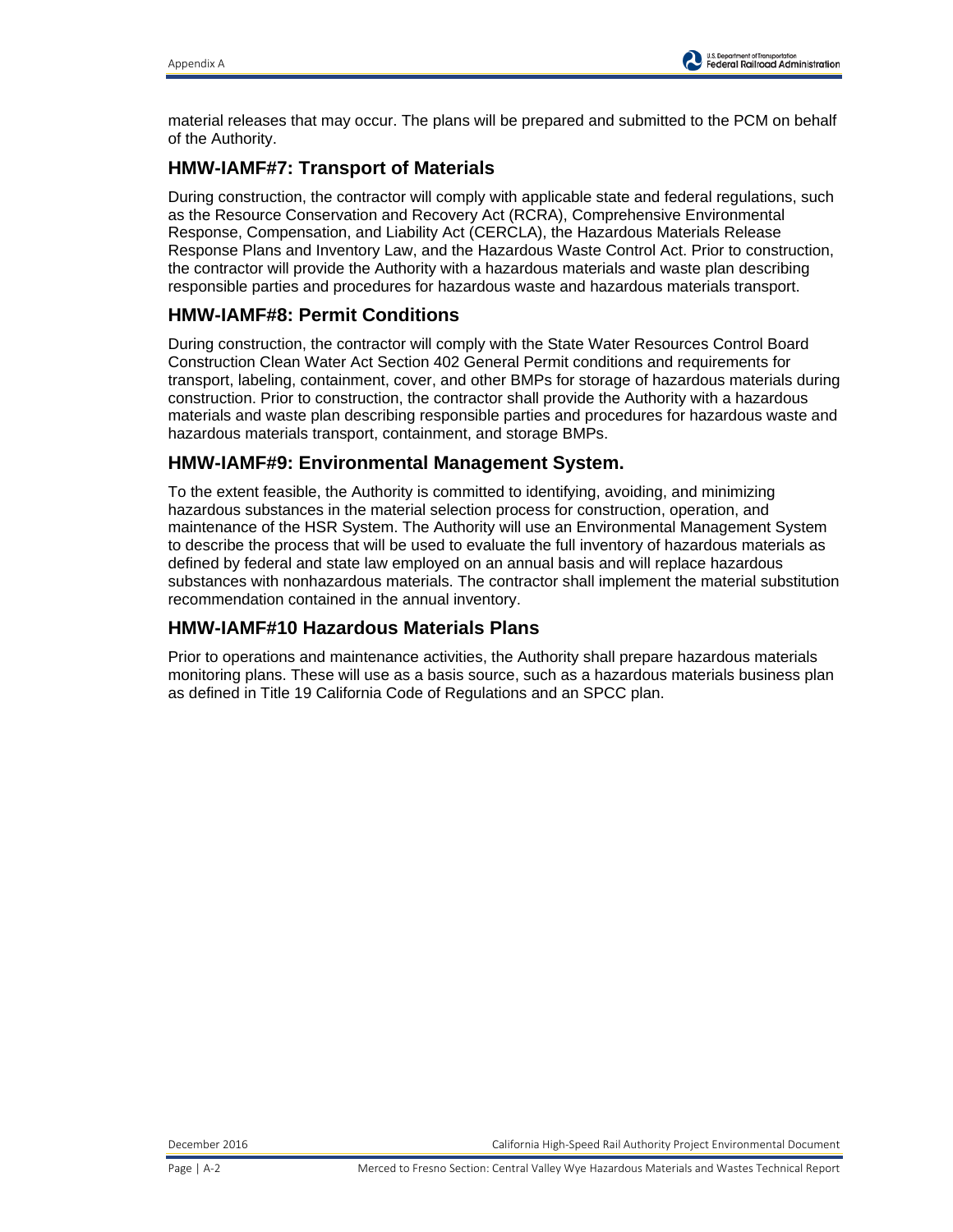material releases that may occur. The plans will be prepared and submitted to the PCM on behalf of the Authority.

### HMW-IAMF#7: Transport of Materials

During construction, the contractor will comply with applicable state and federal regulations, such as the Resource Conservation and Recovery Act (RCRA), Comprehensive Environmental Response, Compensation, and Liability Act (CERCLA), the Hazardous Materials Release Response Plans and Inventory Law, and the Hazardous Waste Control Act. Prior to construction, the contractor will provide the Authority with a hazardous materials and waste plan describing responsible parties and procedures for hazardous waste and hazardous materials transport.

### HMW-IAMF#8: Permit Conditions

During construction, the contractor will comply with the State Water Resources Control Board Construction Clean Water Act Section 402 General Permit conditions and requirements for transport, labeling, containment, cover, and other BMPs for storage of hazardous materials during construction. Prior to construction, the contractor shall provide the Authority with a hazardous materials and waste plan describing responsible parties and procedures for hazardous waste and hazardous materials transport, containment, and storage BMPs.

### HMW-IAMF#9: Environmental Management System.

To the extent feasible, the Authority is committed to identifying, avoiding, and minimizing hazardous substances in the material selection process for construction, operation, and maintenance of the HSR System. The Authority will use an Environmental Management System to describe the process that will be used to evaluate the full inventory of hazardous materials as defined by federal and state law employed on an annual basis and will replace hazardous substances with nonhazardous materials. The contractor shall implement the material substitution recommendation contained in the annual inventory.

### HMW-IAMF#10 Hazardous Materials Plans

Prior to operations and maintenance activities, the Authority shall prepare hazardous materials monitoring plans. These will use as a basis source, such as a hazardous materials business plan as defined in Title 19 California Code of Regulations and an SPCC plan.